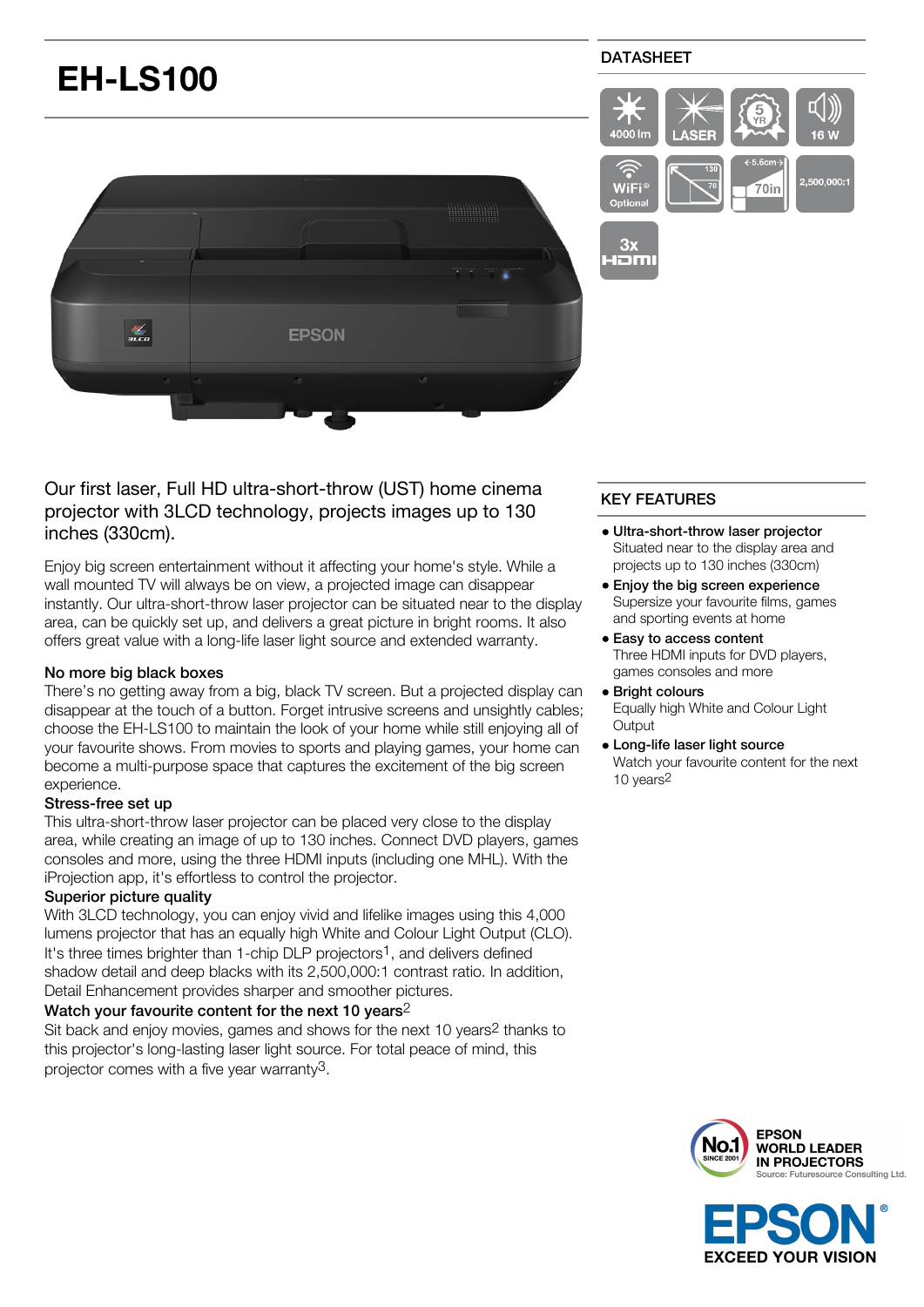# EH-LS100

DATASHEET

4000 lm | LASER | 5 YR | 16 W | WiFi Optional | 130 / 70 | 5.6cm 70in | 2,500,000:1 | 3x HDMI

Our first laser, Full HD ultra-short-throw (UST) home cinema projector with 3LCD technology, projects images up to 130 inches (330cm).

Enjoy big screen entertainment without it affecting your home's style. While a wall mounted TV will always be on view, a projected image can disappear instantly. Our ultra-short-throw laser projector can be situated near to the display area, can be quickly set up, and delivers a great picture in bright rooms. It also offers great value with a long-life laser light source and extended warranty.

### No more big black boxes

There's no getting away from a big, black TV screen. But a projected display can disappear at the touch of a button. Forget intrusive screens and unsightly cables; choose the EH-LS100 to maintain the look of your home while still enjoying all of your favourite shows. From movies to sports and playing games, your home can become a multi-purpose space that captures the excitement of the big screen experience.

### Stress-free set up

This ultra-short-throw laser projector can be placed very close to the display area, while creating an image of up to 130 inches. Connect DVD players, games consoles and more, using the three HDMI inputs (including one MHL). With the iProjection app, it's effortless to control the projector.

### Superior picture quality

With 3LCD technology, you can enjoy vivid and lifelike images using this 4,000 lumens projector that has an equally high White and Colour Light Output (CLO). It's three times brighter than 1-chip DLP projectors[1], and delivers defined shadow detail and deep blacks with its 2,500,000:1 contrast ratio. In addition, Detail Enhancement provides sharper and smoother pictures.

### Watch your favourite content for the next 10 years[2]

Sit back and enjoy movies, games and shows for the next 10 years[2] thanks to this projector's long-lasting laser light source. For total peace of mind, this projector comes with a five year warranty[3].

## KEY FEATURES

- **Ultra-short-throw laser projector**
  Situated near to the display area and projects up to 130 inches (330cm)
- **Enjoy the big screen experience**
  Supersize your favourite films, games and sporting events at home
- **Easy to access content**
  Three HDMI inputs for DVD players, games consoles and more
- **Bright colours**
  Equally high White and Colour Light Output
- **Long-life laser light source**
  Watch your favourite content for the next 10 years[2]

No.1 SINCE 2001 — EPSON WORLD LEADER IN PROJECTORS
Source: Futuresource Consulting Ltd.

EPSON® EXCEED YOUR VISION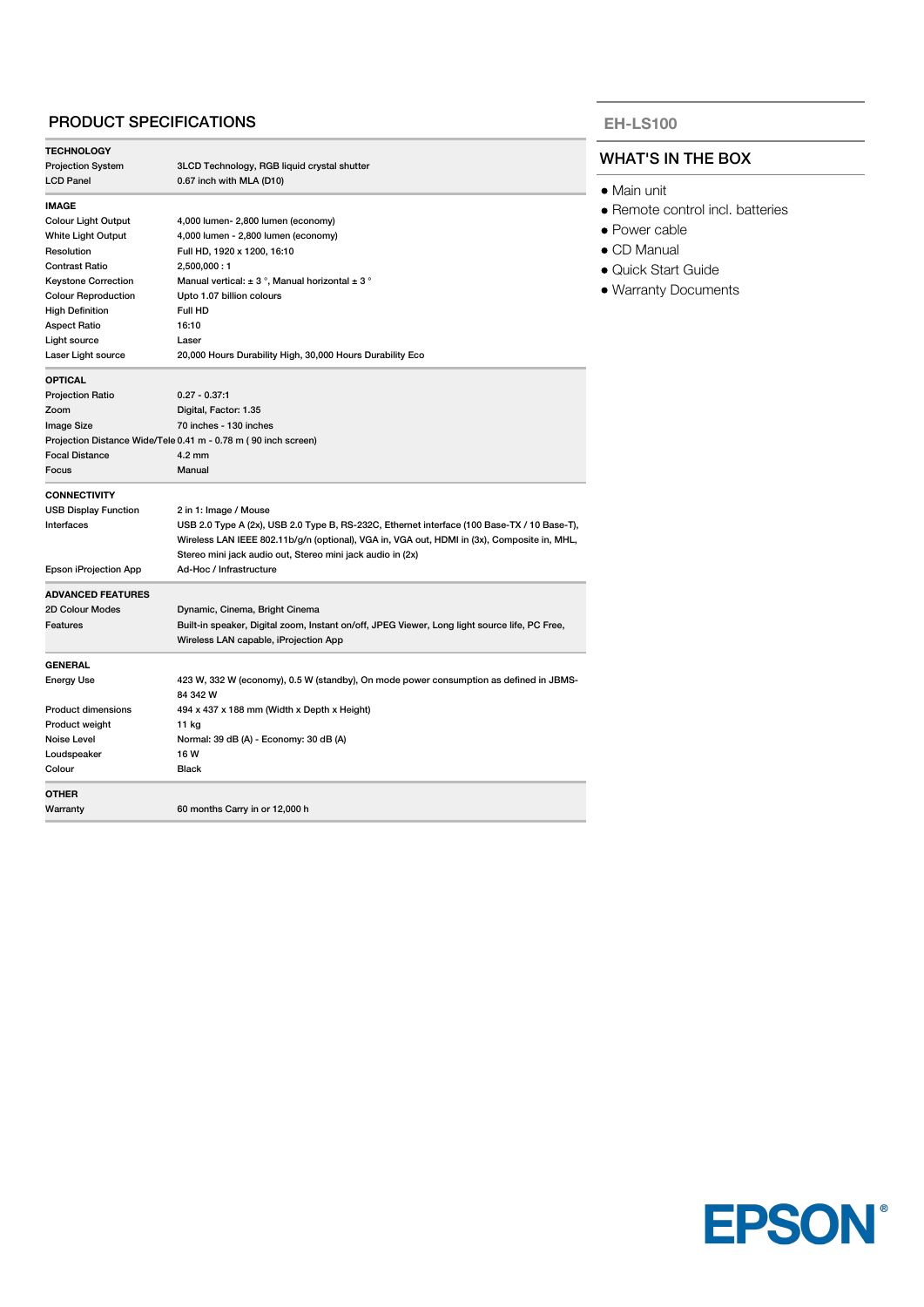## PRODUCT SPECIFICATIONS

| **TECHNOLOGY** | |
|---|---|
| Projection System | 3LCD Technology, RGB liquid crystal shutter |
| LCD Panel | 0.67 inch with MLA (D10) |
| **IMAGE** | |
| Colour Light Output | 4,000 lumen- 2,800 lumen (economy) |
| White Light Output | 4,000 lumen - 2,800 lumen (economy) |
| Resolution | Full HD, 1920 x 1200, 16:10 |
| Contrast Ratio | 2,500,000 : 1 |
| Keystone Correction | Manual vertical: ± 3 °, Manual horizontal ± 3 ° |
| Colour Reproduction | Upto 1.07 billion colours |
| High Definition | Full HD |
| Aspect Ratio | 16:10 |
| Light source | Laser |
| Laser Light source | 20,000 Hours Durability High, 30,000 Hours Durability Eco |
| **OPTICAL** | |
| Projection Ratio | 0.27 - 0.37:1 |
| Zoom | Digital, Factor: 1.35 |
| Image Size | 70 inches - 130 inches |
| Projection Distance Wide/Tele | 0.41 m - 0.78 m ( 90 inch screen) |
| Focal Distance | 4.2 mm |
| Focus | Manual |
| **CONNECTIVITY** | |
| USB Display Function | 2 in 1: Image / Mouse |
| Interfaces | USB 2.0 Type A (2x), USB 2.0 Type B, RS-232C, Ethernet interface (100 Base-TX / 10 Base-T), Wireless LAN IEEE 802.11b/g/n (optional), VGA in, VGA out, HDMI in (3x), Composite in, MHL, Stereo mini jack audio out, Stereo mini jack audio in (2x) |
| Epson iProjection App | Ad-Hoc / Infrastructure |
| **ADVANCED FEATURES** | |
| 2D Colour Modes | Dynamic, Cinema, Bright Cinema |
| Features | Built-in speaker, Digital zoom, Instant on/off, JPEG Viewer, Long light source life, PC Free, Wireless LAN capable, iProjection App |
| **GENERAL** | |
| Energy Use | 423 W, 332 W (economy), 0.5 W (standby), On mode power consumption as defined in JBMS-84 342 W |
| Product dimensions | 494 x 437 x 188 mm (Width x Depth x Height) |
| Product weight | 11 kg |
| Noise Level | Normal: 39 dB (A) - Economy: 30 dB (A) |
| Loudspeaker | 16 W |
| Colour | Black |
| **OTHER** | |
| Warranty | 60 months Carry in or 12,000 h |

## EH-LS100

### WHAT'S IN THE BOX

- Main unit
- Remote control incl. batteries
- Power cable
- CD Manual
- Quick Start Guide
- Warranty Documents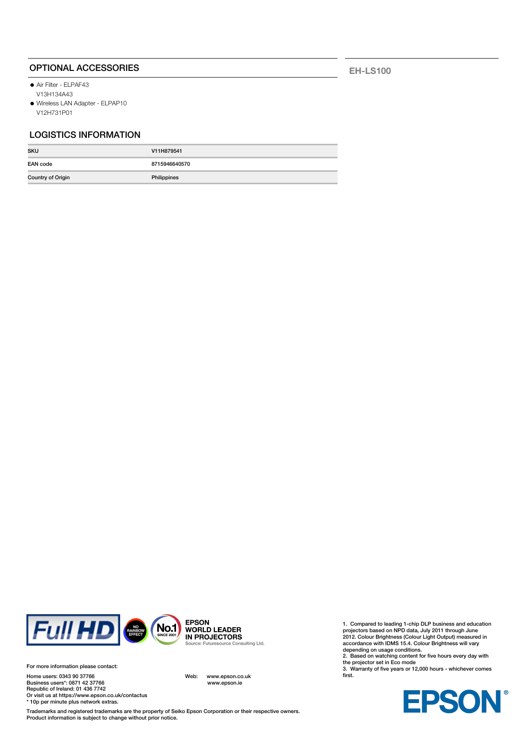## OPTIONAL ACCESSORIES

- Air Filter - ELPAF43
  V13H134A43
- Wireless LAN Adapter - ELPAP10
  V12H731P01

## LOGISTICS INFORMATION

| | |
|---|---|
| SKU | V11H879541 |
| EAN code | 8715946640570 |
| Country of Origin | Philippines |

EH-LS100

Full HD

NO RAINBOW EFFECT

No.1 SINCE 2001

**EPSON WORLD LEADER IN PROJECTORS**
Source: Futuresource Consulting Ltd.

For more information please contact:

Home users: 0343 90 37766
Business users*: 0871 42 37766
Republic of Ireland: 01 436 7742
Or visit us at https://www.epson.co.uk/contactus
* 10p per minute plus network extras.

Web: www.epson.co.uk
www.epson.ie

Trademarks and registered trademarks are the property of Seiko Epson Corporation or their respective owners.
Product information is subject to change without prior notice.

1. Compared to leading 1-chip DLP business and education projectors based on NPD data, July 2011 through June 2012. Colour Brightness (Colour Light Output) measured in accordance with IDMS 15.4. Colour Brightness will vary depending on usage conditions.
2. Based on watching content for five hours every day with the projector set in Eco mode
3. Warranty of five years or 12,000 hours - whichever comes first.

EPSON®